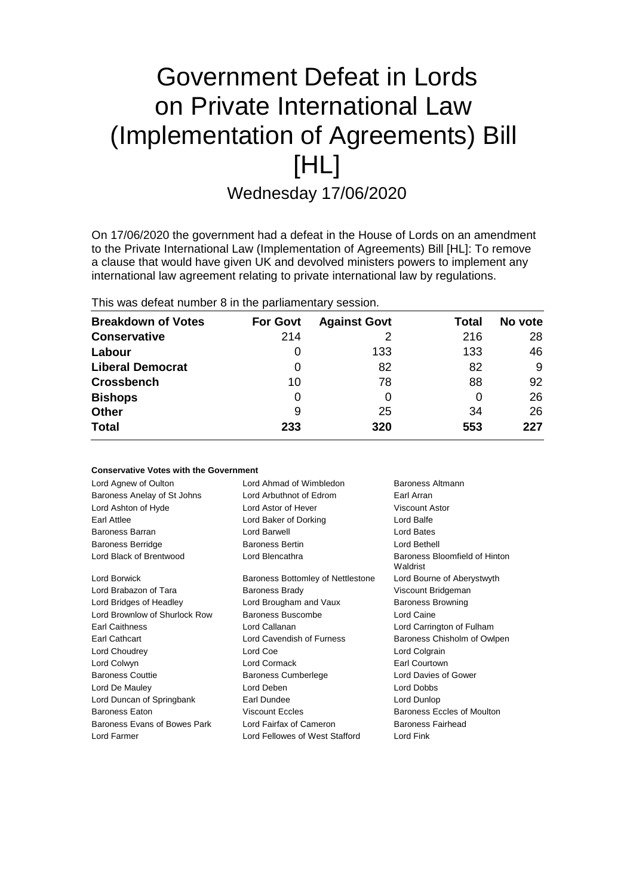# Government Defeat in Lords on Private International Law (Implementation of Agreements) Bill [HL]

## Wednesday 17/06/2020

On 17/06/2020 the government had a defeat in the House of Lords on an amendment to the Private International Law (Implementation of Agreements) Bill [HL]: To remove a clause that would have given UK and devolved ministers powers to implement any international law agreement relating to private international law by regulations.

This was defeat number 8 in the parliamentary session.

| Breakdown of Votes | For Govt | Against Govt | Total | No vote |
|---|---|---|---|---|
| **Conservative** | 214 | 2 | 216 | 28 |
| **Labour** | 0 | 133 | 133 | 46 |
| **Liberal Democrat** | 0 | 82 | 82 | 9 |
| **Crossbench** | 10 | 78 | 88 | 92 |
| **Bishops** | 0 | 0 | 0 | 26 |
| **Other** | 9 | 25 | 34 | 26 |
| **Total** | **233** | **320** | **553** | **227** |

### Conservative Votes with the Government

| | | |
|---|---|---|
| Lord Agnew of Oulton | Lord Ahmad of Wimbledon | Baroness Altmann |
| Baroness Anelay of St Johns | Lord Arbuthnot of Edrom | Earl Arran |
| Lord Ashton of Hyde | Lord Astor of Hever | Viscount Astor |
| Earl Attlee | Lord Baker of Dorking | Lord Balfe |
| Baroness Barran | Lord Barwell | Lord Bates |
| Baroness Berridge | Baroness Bertin | Lord Bethell |
| Lord Black of Brentwood | Lord Blencathra | Baroness Bloomfield of Hinton Waldrist |
| Lord Borwick | Baroness Bottomley of Nettlestone | Lord Bourne of Aberystwyth |
| Lord Brabazon of Tara | Baroness Brady | Viscount Bridgeman |
| Lord Bridges of Headley | Lord Brougham and Vaux | Baroness Browning |
| Lord Brownlow of Shurlock Row | Baroness Buscombe | Lord Caine |
| Earl Caithness | Lord Callanan | Lord Carrington of Fulham |
| Earl Cathcart | Lord Cavendish of Furness | Baroness Chisholm of Owlpen |
| Lord Choudrey | Lord Coe | Lord Colgrain |
| Lord Colwyn | Lord Cormack | Earl Courtown |
| Baroness Couttie | Baroness Cumberlege | Lord Davies of Gower |
| Lord De Mauley | Lord Deben | Lord Dobbs |
| Lord Duncan of Springbank | Earl Dundee | Lord Dunlop |
| Baroness Eaton | Viscount Eccles | Baroness Eccles of Moulton |
| Baroness Evans of Bowes Park | Lord Fairfax of Cameron | Baroness Fairhead |
| Lord Farmer | Lord Fellowes of West Stafford | Lord Fink |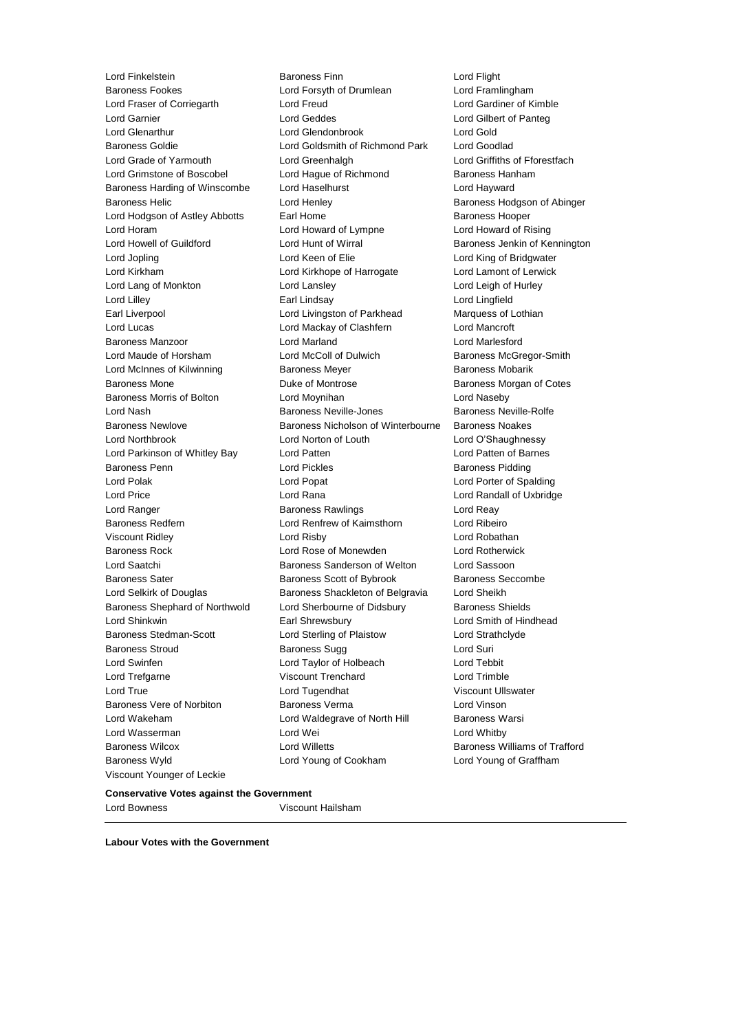Lord Finkelstein
Baroness Finn
Lord Flight
Baroness Fookes
Lord Forsyth of Drumlean
Lord Framlingham
Lord Fraser of Corriegarth
Lord Freud
Lord Gardiner of Kimble
Lord Garnier
Lord Geddes
Lord Gilbert of Panteg
Lord Glenarthur
Lord Glendonbrook
Lord Gold
Baroness Goldie
Lord Goldsmith of Richmond Park
Lord Goodlad
Lord Grade of Yarmouth
Lord Greenhalgh
Lord Griffiths of Fforestfach
Lord Grimstone of Boscobel
Lord Hague of Richmond
Baroness Hanham
Baroness Harding of Winscombe
Lord Haselhurst
Lord Hayward
Baroness Helic
Lord Henley
Baroness Hodgson of Abinger
Lord Hodgson of Astley Abbotts
Earl Home
Baroness Hooper
Lord Horam
Lord Howard of Lympne
Lord Howard of Rising
Lord Howell of Guildford
Lord Hunt of Wirral
Baroness Jenkin of Kennington
Lord Jopling
Lord Keen of Elie
Lord King of Bridgwater
Lord Kirkham
Lord Kirkhope of Harrogate
Lord Lamont of Lerwick
Lord Lang of Monkton
Lord Lansley
Lord Leigh of Hurley
Lord Lilley
Earl Lindsay
Lord Lingfield
Earl Liverpool
Lord Livingston of Parkhead
Marquess of Lothian
Lord Lucas
Lord Mackay of Clashfern
Lord Mancroft
Baroness Manzoor
Lord Marland
Lord Marlesford
Lord Maude of Horsham
Lord McColl of Dulwich
Baroness McGregor-Smith
Lord McInnes of Kilwinning
Baroness Meyer
Baroness Mobarik
Baroness Mone
Duke of Montrose
Baroness Morgan of Cotes
Baroness Morris of Bolton
Lord Moynihan
Lord Naseby
Lord Nash
Baroness Neville-Jones
Baroness Neville-Rolfe
Baroness Newlove
Baroness Nicholson of Winterbourne
Baroness Noakes
Lord Northbrook
Lord Norton of Louth
Lord O'Shaughnessy
Lord Parkinson of Whitley Bay
Lord Patten
Lord Patten of Barnes
Baroness Penn
Lord Pickles
Baroness Pidding
Lord Polak
Lord Popat
Lord Porter of Spalding
Lord Price
Lord Rana
Lord Randall of Uxbridge
Lord Ranger
Baroness Rawlings
Lord Reay
Baroness Redfern
Lord Renfrew of Kaimsthorn
Lord Ribeiro
Viscount Ridley
Lord Risby
Lord Robathan
Baroness Rock
Lord Rose of Monewden
Lord Rotherwick
Lord Saatchi
Baroness Sanderson of Welton
Lord Sassoon
Baroness Sater
Baroness Scott of Bybrook
Baroness Seccombe
Lord Selkirk of Douglas
Baroness Shackleton of Belgravia
Lord Sheikh
Baroness Shephard of Northwold
Lord Sherbourne of Didsbury
Baroness Shields
Lord Shinkwin
Earl Shrewsbury
Lord Smith of Hindhead
Baroness Stedman-Scott
Lord Sterling of Plaistow
Lord Strathclyde
Baroness Stroud
Baroness Sugg
Lord Suri
Lord Swinfen
Lord Taylor of Holbeach
Lord Tebbit
Lord Trefgarne
Viscount Trenchard
Lord Trimble
Lord True
Lord Tugendhat
Viscount Ullswater
Baroness Vere of Norbiton
Baroness Verma
Lord Vinson
Lord Wakeham
Lord Waldegrave of North Hill
Baroness Warsi
Lord Wasserman
Lord Wei
Lord Whitby
Baroness Wilcox
Lord Willetts
Baroness Williams of Trafford
Baroness Wyld
Lord Young of Cookham
Lord Young of Graffham
Viscount Younger of Leckie

**Conservative Votes against the Government**

Lord Bowness
Viscount Hailsham

---

**Labour Votes with the Government**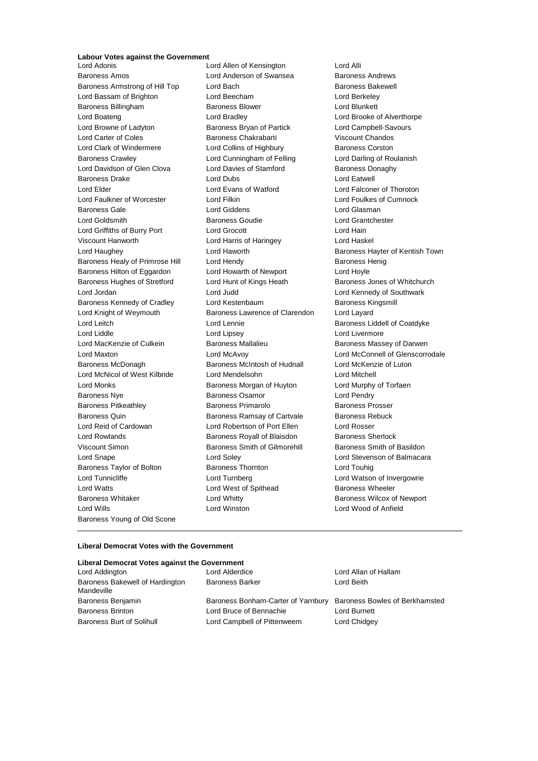**Labour Votes against the Government**

Lord Adonis
Lord Allen of Kensington
Lord Alli
Baroness Amos
Lord Anderson of Swansea
Baroness Andrews
Baroness Armstrong of Hill Top
Lord Bach
Baroness Bakewell
Lord Bassam of Brighton
Lord Beecham
Lord Berkeley
Baroness Billingham
Baroness Blower
Lord Blunkett
Lord Boateng
Lord Bradley
Lord Brooke of Alverthorpe
Lord Browne of Ladyton
Baroness Bryan of Partick
Lord Campbell-Savours
Lord Carter of Coles
Baroness Chakrabarti
Viscount Chandos
Lord Clark of Windermere
Lord Collins of Highbury
Baroness Corston
Baroness Crawley
Lord Cunningham of Felling
Lord Darling of Roulanish
Lord Davidson of Glen Clova
Lord Davies of Stamford
Baroness Donaghy
Baroness Drake
Lord Dubs
Lord Eatwell
Lord Elder
Lord Evans of Watford
Lord Falconer of Thoroton
Lord Faulkner of Worcester
Lord Filkin
Lord Foulkes of Cumnock
Baroness Gale
Lord Giddens
Lord Glasman
Lord Goldsmith
Baroness Goudie
Lord Grantchester
Lord Griffiths of Burry Port
Lord Grocott
Lord Hain
Viscount Hanworth
Lord Harris of Haringey
Lord Haskel
Lord Haughey
Lord Haworth
Baroness Hayter of Kentish Town
Baroness Healy of Primrose Hill
Lord Hendy
Baroness Henig
Baroness Hilton of Eggardon
Lord Howarth of Newport
Lord Hoyle
Baroness Hughes of Stretford
Lord Hunt of Kings Heath
Baroness Jones of Whitchurch
Lord Jordan
Lord Judd
Lord Kennedy of Southwark
Baroness Kennedy of Cradley
Lord Kestenbaum
Baroness Kingsmill
Lord Knight of Weymouth
Baroness Lawrence of Clarendon
Lord Layard
Lord Leitch
Lord Lennie
Baroness Liddell of Coatdyke
Lord Liddle
Lord Lipsey
Lord Livermore
Lord MacKenzie of Culkein
Baroness Mallalieu
Baroness Massey of Darwen
Lord Maxton
Lord McAvoy
Lord McConnell of Glenscorrodale
Baroness McDonagh
Baroness McIntosh of Hudnall
Lord McKenzie of Luton
Lord McNicol of West Kilbride
Lord Mendelsohn
Lord Mitchell
Lord Monks
Baroness Morgan of Huyton
Lord Murphy of Torfaen
Baroness Nye
Baroness Osamor
Lord Pendry
Baroness Pitkeathley
Baroness Primarolo
Baroness Prosser
Baroness Quin
Baroness Ramsay of Cartvale
Baroness Rebuck
Lord Reid of Cardowan
Lord Robertson of Port Ellen
Lord Rosser
Lord Rowlands
Baroness Royall of Blaisdon
Baroness Sherlock
Viscount Simon
Baroness Smith of Gilmorehill
Baroness Smith of Basildon
Lord Snape
Lord Soley
Lord Stevenson of Balmacara
Baroness Taylor of Bolton
Baroness Thornton
Lord Touhig
Lord Tunnicliffe
Lord Turnberg
Lord Watson of Invergowrie
Lord Watts
Lord West of Spithead
Baroness Wheeler
Baroness Whitaker
Lord Whitty
Baroness Wilcox of Newport
Lord Wills
Lord Winston
Lord Wood of Anfield
Baroness Young of Old Scone

---

**Liberal Democrat Votes with the Government**

**Liberal Democrat Votes against the Government**

Lord Addington
Lord Alderdice
Lord Allan of Hallam
Baroness Bakewell of Hardington Mandeville
Baroness Barker
Lord Beith
Baroness Benjamin
Baroness Bonham-Carter of Yarnbury
Baroness Bowles of Berkhamsted
Baroness Brinton
Lord Bruce of Bennachie
Lord Burnett
Baroness Burt of Solihull
Lord Campbell of Pittenweem
Lord Chidgey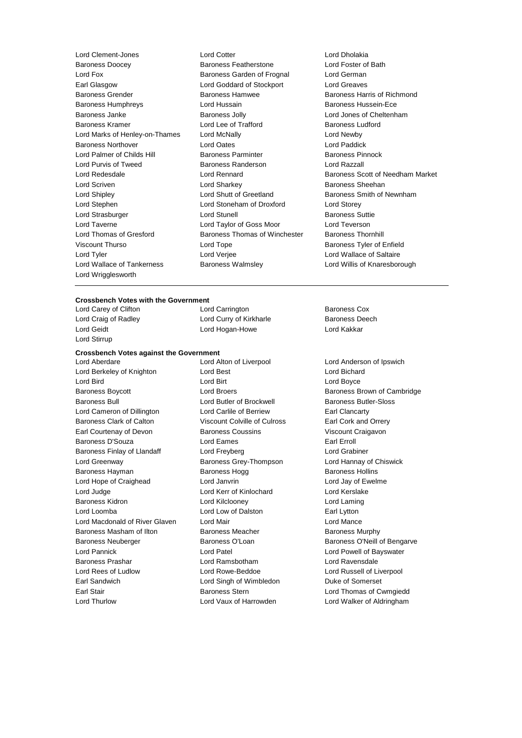Lord Clement-Jones, Lord Cotter, Lord Dholakia, Baroness Doocey, Baroness Featherstone, Lord Foster of Bath, Lord Fox, Baroness Garden of Frognal, Lord German, Earl Glasgow, Lord Goddard of Stockport, Lord Greaves, Baroness Grender, Baroness Hamwee, Baroness Harris of Richmond, Baroness Humphreys, Lord Hussain, Baroness Hussein-Ece, Baroness Janke, Baroness Jolly, Lord Jones of Cheltenham, Baroness Kramer, Lord Lee of Trafford, Baroness Ludford, Lord Marks of Henley-on-Thames, Lord McNally, Lord Newby, Baroness Northover, Lord Oates, Lord Paddick, Lord Palmer of Childs Hill, Baroness Parminter, Baroness Pinnock, Lord Purvis of Tweed, Baroness Randerson, Lord Razzall, Lord Redesdale, Lord Rennard, Baroness Scott of Needham Market, Lord Scriven, Lord Sharkey, Baroness Sheehan, Lord Shipley, Lord Shutt of Greetland, Baroness Smith of Newnham, Lord Stephen, Lord Stoneham of Droxford, Lord Storey, Lord Strasburger, Lord Stunell, Baroness Suttie, Lord Taverne, Lord Taylor of Goss Moor, Lord Teverson, Lord Thomas of Gresford, Baroness Thomas of Winchester, Baroness Thornhill, Viscount Thurso, Lord Tope, Baroness Tyler of Enfield, Lord Tyler, Lord Verjee, Lord Wallace of Saltaire, Lord Wallace of Tankerness, Baroness Walmsley, Lord Willis of Knaresborough, Lord Wrigglesworth

---

**Crossbench Votes with the Government**

Lord Carey of Clifton, Lord Carrington, Baroness Cox, Lord Craig of Radley, Lord Curry of Kirkharle, Baroness Deech, Lord Geidt, Lord Hogan-Howe, Lord Kakkar, Lord Stirrup

**Crossbench Votes against the Government**

Lord Aberdare, Lord Alton of Liverpool, Lord Anderson of Ipswich, Lord Berkeley of Knighton, Lord Best, Lord Bichard, Lord Bird, Lord Birt, Lord Boyce, Baroness Boycott, Lord Broers, Baroness Brown of Cambridge, Baroness Bull, Lord Butler of Brockwell, Baroness Butler-Sloss, Lord Cameron of Dillington, Lord Carlile of Berriew, Earl Clancarty, Baroness Clark of Calton, Viscount Colville of Culross, Earl Cork and Orrery, Earl Courtenay of Devon, Baroness Coussins, Viscount Craigavon, Baroness D'Souza, Lord Eames, Earl Erroll, Baroness Finlay of Llandaff, Lord Freyberg, Lord Grabiner, Lord Greenway, Baroness Grey-Thompson, Lord Hannay of Chiswick, Baroness Hayman, Baroness Hogg, Baroness Hollins, Lord Hope of Craighead, Lord Janvrin, Lord Jay of Ewelme, Lord Judge, Lord Kerr of Kinlochard, Lord Kerslake, Baroness Kidron, Lord Kilclooney, Lord Laming, Lord Loomba, Lord Low of Dalston, Earl Lytton, Lord Macdonald of River Glaven, Lord Mair, Lord Mance, Baroness Masham of Ilton, Baroness Meacher, Baroness Murphy, Baroness Neuberger, Baroness O'Loan, Baroness O'Neill of Bengarve, Lord Pannick, Lord Patel, Lord Powell of Bayswater, Baroness Prashar, Lord Ramsbotham, Lord Ravensdale, Lord Rees of Ludlow, Lord Rowe-Beddoe, Lord Russell of Liverpool, Earl Sandwich, Lord Singh of Wimbledon, Duke of Somerset, Earl Stair, Baroness Stern, Lord Thomas of Cwmgiedd, Lord Thurlow, Lord Vaux of Harrowden, Lord Walker of Aldringham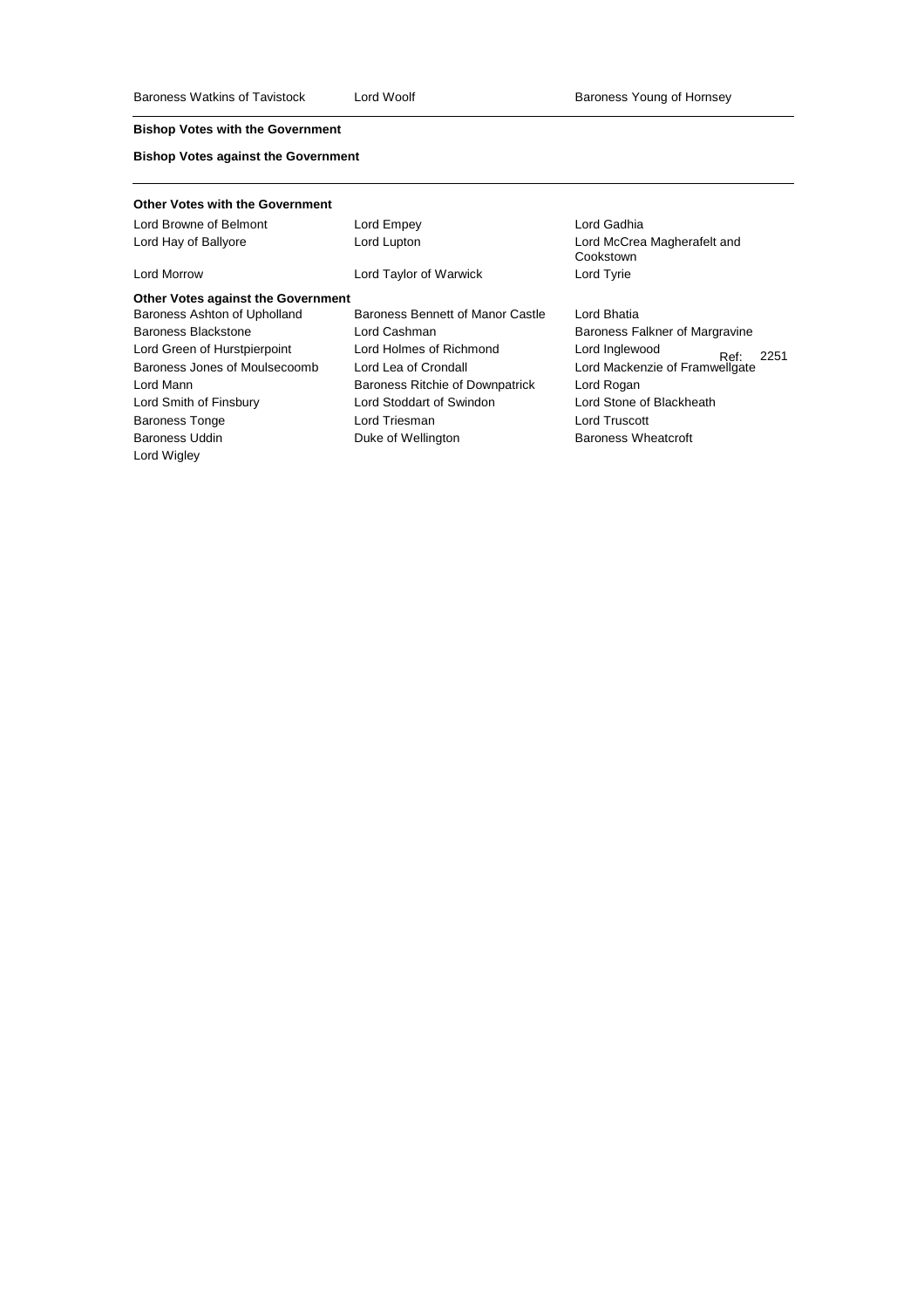Baroness Watkins of Tavistock
Lord Woolf
Baroness Young of Hornsey

**Bishop Votes with the Government**

**Bishop Votes against the Government**

**Other Votes with the Government**

Lord Browne of Belmont
Lord Empey
Lord Gadhia
Lord Hay of Ballyore
Lord Lupton
Lord McCrea Magherafelt and Cookstown
Lord Morrow
Lord Taylor of Warwick
Lord Tyrie

**Other Votes against the Government**

Baroness Ashton of Upholland
Baroness Bennett of Manor Castle
Lord Bhatia
Baroness Blackstone
Lord Cashman
Baroness Falkner of Margravine
Lord Green of Hurstpierpoint
Lord Holmes of Richmond
Lord Inglewood
Baroness Jones of Moulsecoomb
Lord Lea of Crondall
Lord Mackenzie of Framwellgate
Lord Mann
Baroness Ritchie of Downpatrick
Lord Rogan
Lord Smith of Finsbury
Lord Stoddart of Swindon
Lord Stone of Blackheath
Baroness Tonge
Lord Triesman
Lord Truscott
Baroness Uddin
Duke of Wellington
Baroness Wheatcroft
Lord Wigley

Ref: 2251